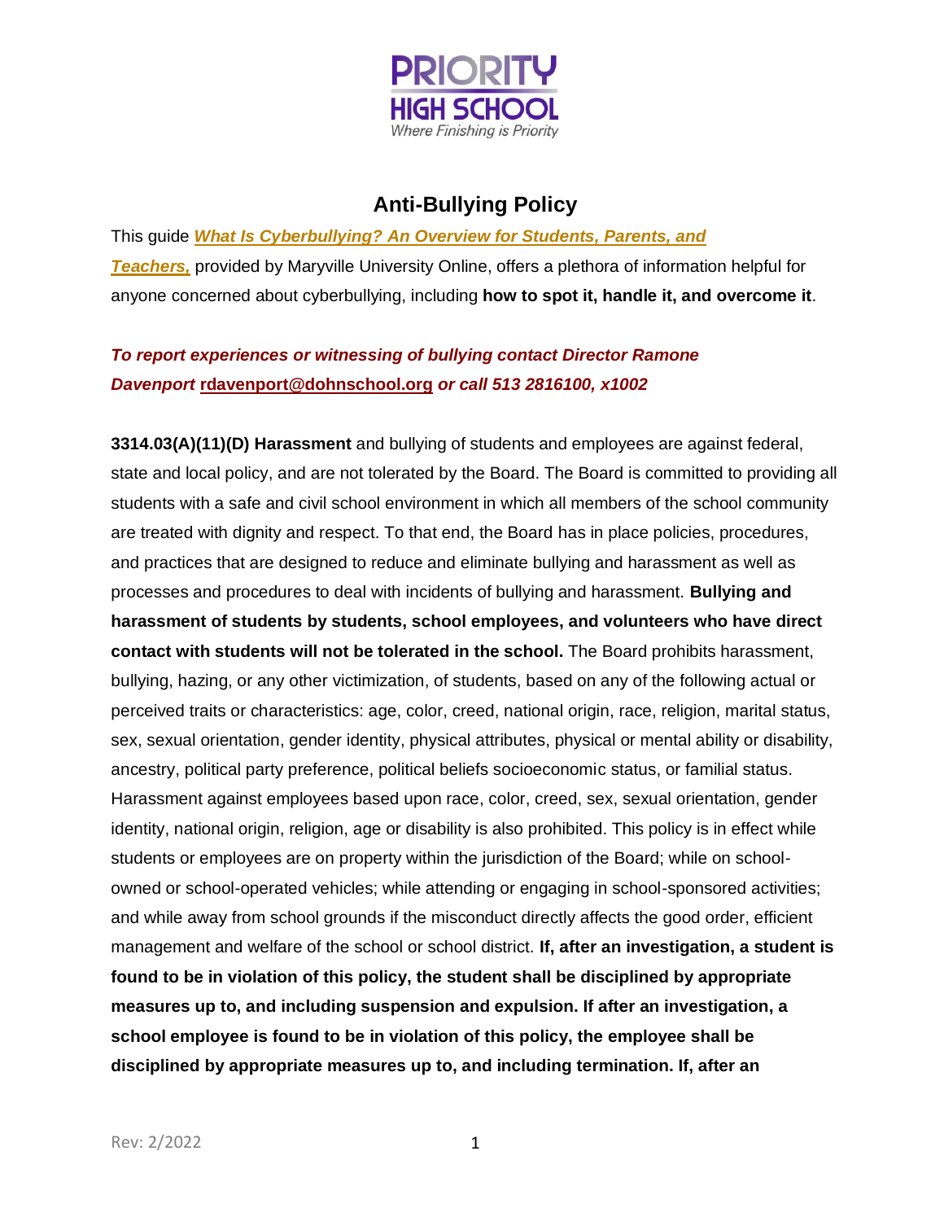PRIORITY HIGH SCHOOL
*Where Finishing is Priority*

# Anti-Bullying Policy

This guide ***What Is Cyberbullying? An Overview for Students, Parents, and Teachers,*** provided by Maryville University Online, offers a plethora of information helpful for anyone concerned about cyberbullying, including **how to spot it, handle it, and overcome it**.

***To report experiences or witnessing of bullying contact Director Ramone Davenport rdavenport@dohnschool.org or call 513 2816100, x1002***

**3314.03(A)(11)(D) Harassment** and bullying of students and employees are against federal, state and local policy, and are not tolerated by the Board. The Board is committed to providing all students with a safe and civil school environment in which all members of the school community are treated with dignity and respect. To that end, the Board has in place policies, procedures, and practices that are designed to reduce and eliminate bullying and harassment as well as processes and procedures to deal with incidents of bullying and harassment. **Bullying and harassment of students by students, school employees, and volunteers who have direct contact with students will not be tolerated in the school.** The Board prohibits harassment, bullying, hazing, or any other victimization, of students, based on any of the following actual or perceived traits or characteristics: age, color, creed, national origin, race, religion, marital status, sex, sexual orientation, gender identity, physical attributes, physical or mental ability or disability, ancestry, political party preference, political beliefs socioeconomic status, or familial status. Harassment against employees based upon race, color, creed, sex, sexual orientation, gender identity, national origin, religion, age or disability is also prohibited. This policy is in effect while students or employees are on property within the jurisdiction of the Board; while on school-owned or school-operated vehicles; while attending or engaging in school-sponsored activities; and while away from school grounds if the misconduct directly affects the good order, efficient management and welfare of the school or school district. **If, after an investigation, a student is found to be in violation of this policy, the student shall be disciplined by appropriate measures up to, and including suspension and expulsion. If after an investigation, a school employee is found to be in violation of this policy, the employee shall be disciplined by appropriate measures up to, and including termination. If, after an**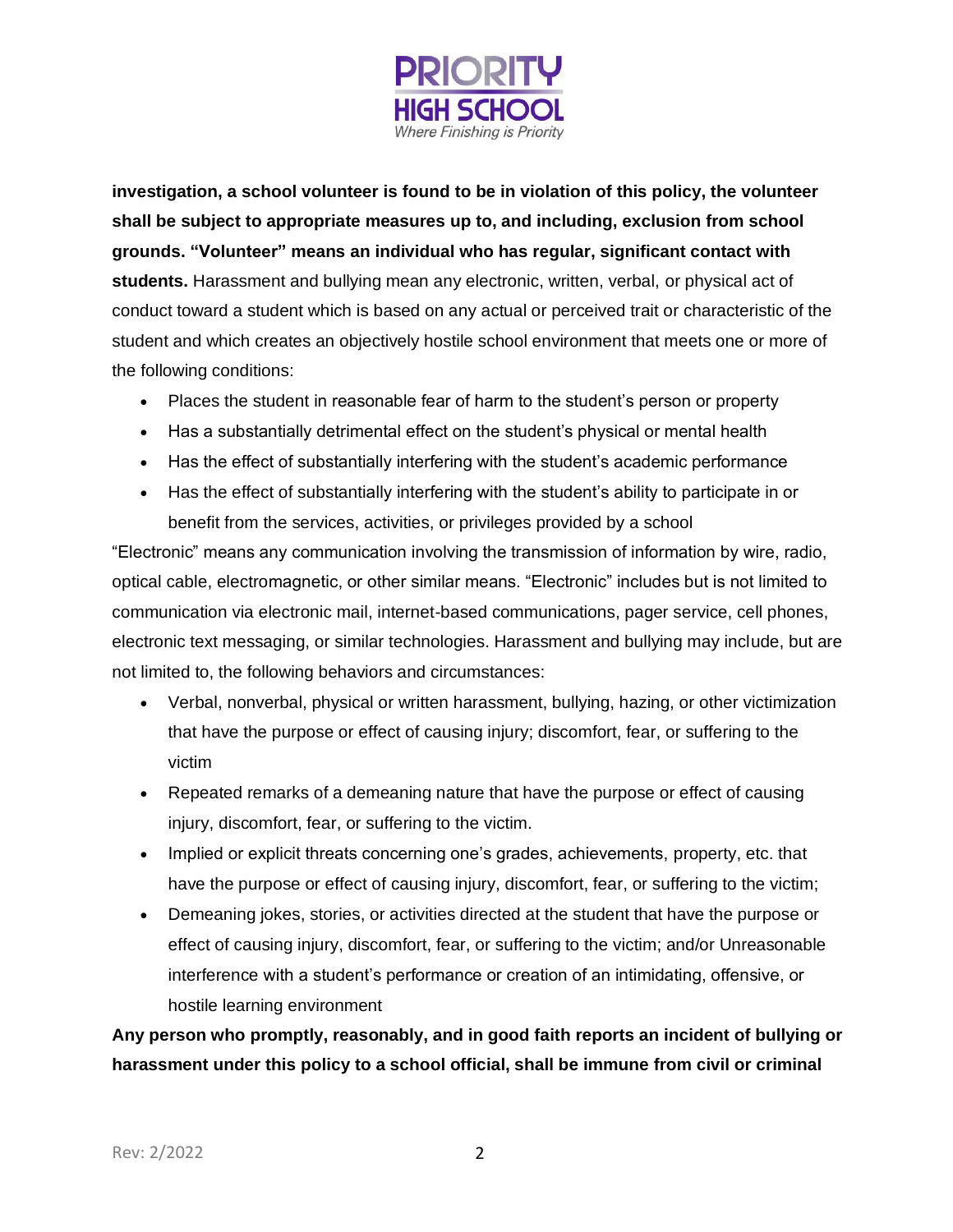**investigation, a school volunteer is found to be in violation of this policy, the volunteer shall be subject to appropriate measures up to, and including, exclusion from school grounds. "Volunteer" means an individual who has regular, significant contact with students.** Harassment and bullying mean any electronic, written, verbal, or physical act of conduct toward a student which is based on any actual or perceived trait or characteristic of the student and which creates an objectively hostile school environment that meets one or more of the following conditions:

- Places the student in reasonable fear of harm to the student's person or property
- Has a substantially detrimental effect on the student's physical or mental health
- Has the effect of substantially interfering with the student's academic performance
- Has the effect of substantially interfering with the student's ability to participate in or benefit from the services, activities, or privileges provided by a school

"Electronic" means any communication involving the transmission of information by wire, radio, optical cable, electromagnetic, or other similar means. "Electronic" includes but is not limited to communication via electronic mail, internet-based communications, pager service, cell phones, electronic text messaging, or similar technologies. Harassment and bullying may include, but are not limited to, the following behaviors and circumstances:

- Verbal, nonverbal, physical or written harassment, bullying, hazing, or other victimization that have the purpose or effect of causing injury; discomfort, fear, or suffering to the victim
- Repeated remarks of a demeaning nature that have the purpose or effect of causing injury, discomfort, fear, or suffering to the victim.
- Implied or explicit threats concerning one's grades, achievements, property, etc. that have the purpose or effect of causing injury, discomfort, fear, or suffering to the victim;
- Demeaning jokes, stories, or activities directed at the student that have the purpose or effect of causing injury, discomfort, fear, or suffering to the victim; and/or Unreasonable interference with a student's performance or creation of an intimidating, offensive, or hostile learning environment

**Any person who promptly, reasonably, and in good faith reports an incident of bullying or harassment under this policy to a school official, shall be immune from civil or criminal**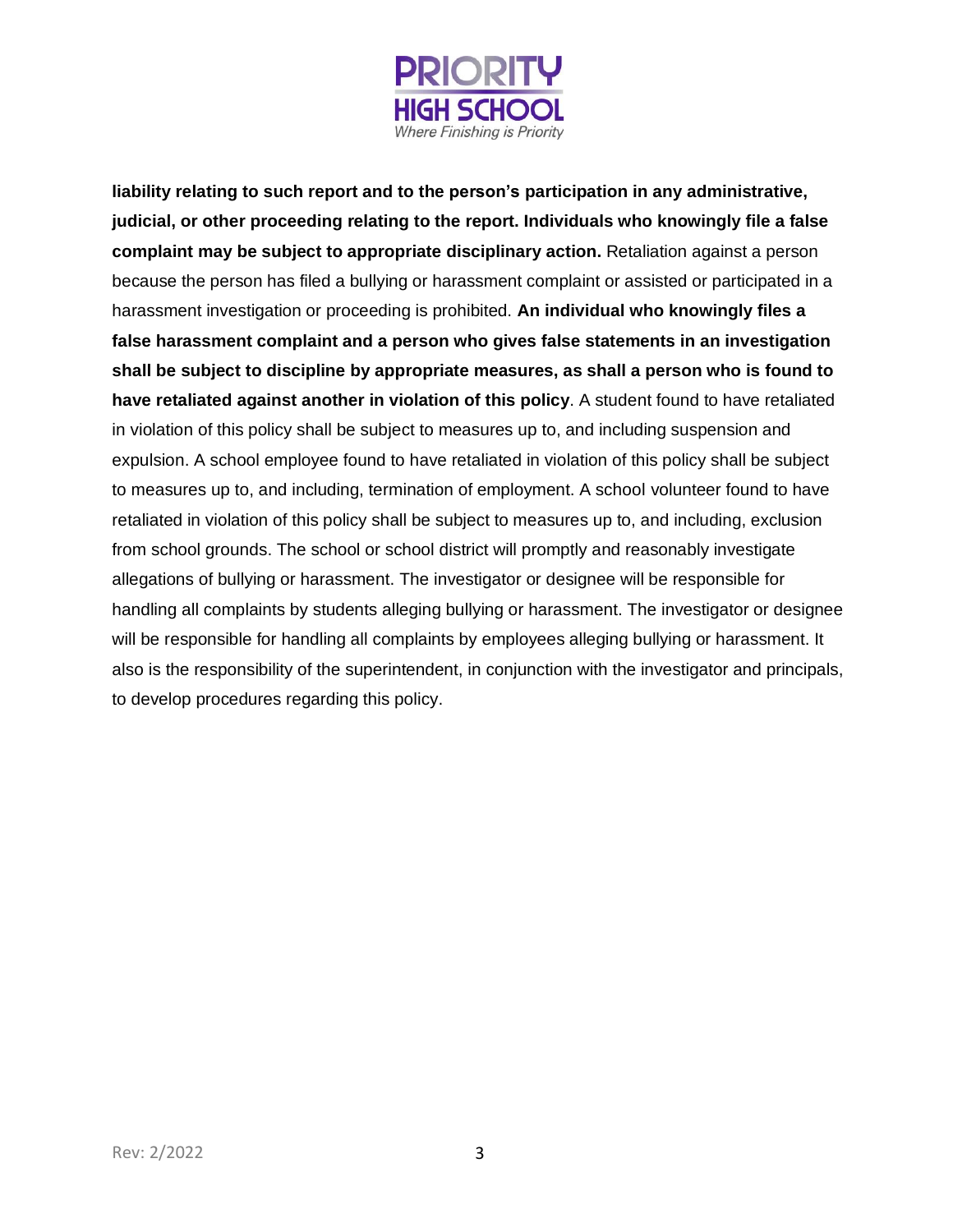**liability relating to such report and to the person's participation in any administrative, judicial, or other proceeding relating to the report. Individuals who knowingly file a false complaint may be subject to appropriate disciplinary action.** Retaliation against a person because the person has filed a bullying or harassment complaint or assisted or participated in a harassment investigation or proceeding is prohibited. **An individual who knowingly files a false harassment complaint and a person who gives false statements in an investigation shall be subject to discipline by appropriate measures, as shall a person who is found to have retaliated against another in violation of this policy**. A student found to have retaliated in violation of this policy shall be subject to measures up to, and including suspension and expulsion. A school employee found to have retaliated in violation of this policy shall be subject to measures up to, and including, termination of employment. A school volunteer found to have retaliated in violation of this policy shall be subject to measures up to, and including, exclusion from school grounds. The school or school district will promptly and reasonably investigate allegations of bullying or harassment. The investigator or designee will be responsible for handling all complaints by students alleging bullying or harassment. The investigator or designee will be responsible for handling all complaints by employees alleging bullying or harassment. It also is the responsibility of the superintendent, in conjunction with the investigator and principals, to develop procedures regarding this policy.